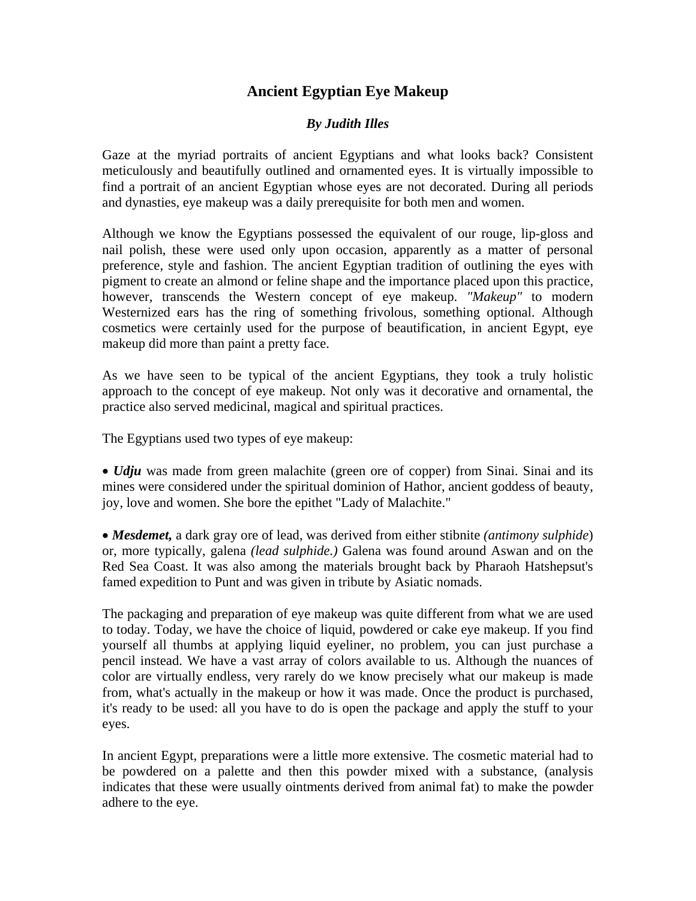# Ancient Egyptian Eye Makeup

***By Judith Illes***

Gaze at the myriad portraits of ancient Egyptians and what looks back? Consistent meticulously and beautifully outlined and ornamented eyes. It is virtually impossible to find a portrait of an ancient Egyptian whose eyes are not decorated. During all periods and dynasties, eye makeup was a daily prerequisite for both men and women.

Although we know the Egyptians possessed the equivalent of our rouge, lip-gloss and nail polish, these were used only upon occasion, apparently as a matter of personal preference, style and fashion. The ancient Egyptian tradition of outlining the eyes with pigment to create an almond or feline shape and the importance placed upon this practice, however, transcends the Western concept of eye makeup. *"Makeup"* to modern Westernized ears has the ring of something frivolous, something optional. Although cosmetics were certainly used for the purpose of beautification, in ancient Egypt, eye makeup did more than paint a pretty face.

As we have seen to be typical of the ancient Egyptians, they took a truly holistic approach to the concept of eye makeup. Not only was it decorative and ornamental, the practice also served medicinal, magical and spiritual practices.

The Egyptians used two types of eye makeup:

- ***Udju*** was made from green malachite (green ore of copper) from Sinai. Sinai and its mines were considered under the spiritual dominion of Hathor, ancient goddess of beauty, joy, love and women. She bore the epithet "Lady of Malachite."

- ***Mesdemet,*** a dark gray ore of lead, was derived from either stibnite *(antimony sulphide*) or, more typically, galena *(lead sulphide.)* Galena was found around Aswan and on the Red Sea Coast. It was also among the materials brought back by Pharaoh Hatshepsut's famed expedition to Punt and was given in tribute by Asiatic nomads.

The packaging and preparation of eye makeup was quite different from what we are used to today. Today, we have the choice of liquid, powdered or cake eye makeup. If you find yourself all thumbs at applying liquid eyeliner, no problem, you can just purchase a pencil instead. We have a vast array of colors available to us. Although the nuances of color are virtually endless, very rarely do we know precisely what our makeup is made from, what's actually in the makeup or how it was made. Once the product is purchased, it's ready to be used: all you have to do is open the package and apply the stuff to your eyes.

In ancient Egypt, preparations were a little more extensive. The cosmetic material had to be powdered on a palette and then this powder mixed with a substance, (analysis indicates that these were usually ointments derived from animal fat) to make the powder adhere to the eye.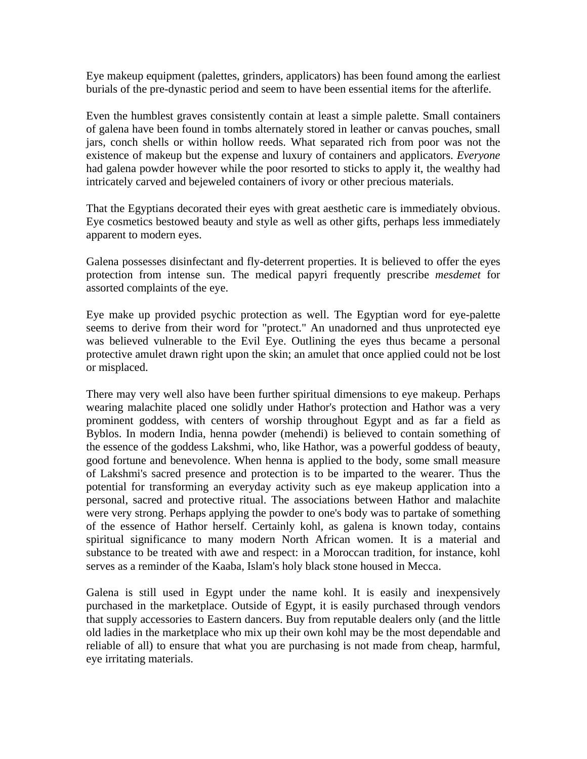Eye makeup equipment (palettes, grinders, applicators) has been found among the earliest burials of the pre-dynastic period and seem to have been essential items for the afterlife.

Even the humblest graves consistently contain at least a simple palette. Small containers of galena have been found in tombs alternately stored in leather or canvas pouches, small jars, conch shells or within hollow reeds. What separated rich from poor was not the existence of makeup but the expense and luxury of containers and applicators. *Everyone* had galena powder however while the poor resorted to sticks to apply it, the wealthy had intricately carved and bejeweled containers of ivory or other precious materials.

That the Egyptians decorated their eyes with great aesthetic care is immediately obvious. Eye cosmetics bestowed beauty and style as well as other gifts, perhaps less immediately apparent to modern eyes.

Galena possesses disinfectant and fly-deterrent properties. It is believed to offer the eyes protection from intense sun. The medical papyri frequently prescribe *mesdemet* for assorted complaints of the eye.

Eye make up provided psychic protection as well. The Egyptian word for eye-palette seems to derive from their word for "protect." An unadorned and thus unprotected eye was believed vulnerable to the Evil Eye. Outlining the eyes thus became a personal protective amulet drawn right upon the skin; an amulet that once applied could not be lost or misplaced.

There may very well also have been further spiritual dimensions to eye makeup. Perhaps wearing malachite placed one solidly under Hathor's protection and Hathor was a very prominent goddess, with centers of worship throughout Egypt and as far a field as Byblos. In modern India, henna powder (mehendi) is believed to contain something of the essence of the goddess Lakshmi, who, like Hathor, was a powerful goddess of beauty, good fortune and benevolence. When henna is applied to the body, some small measure of Lakshmi's sacred presence and protection is to be imparted to the wearer. Thus the potential for transforming an everyday activity such as eye makeup application into a personal, sacred and protective ritual. The associations between Hathor and malachite were very strong. Perhaps applying the powder to one's body was to partake of something of the essence of Hathor herself. Certainly kohl, as galena is known today, contains spiritual significance to many modern North African women. It is a material and substance to be treated with awe and respect: in a Moroccan tradition, for instance, kohl serves as a reminder of the Kaaba, Islam's holy black stone housed in Mecca.

Galena is still used in Egypt under the name kohl. It is easily and inexpensively purchased in the marketplace. Outside of Egypt, it is easily purchased through vendors that supply accessories to Eastern dancers. Buy from reputable dealers only (and the little old ladies in the marketplace who mix up their own kohl may be the most dependable and reliable of all) to ensure that what you are purchasing is not made from cheap, harmful, eye irritating materials.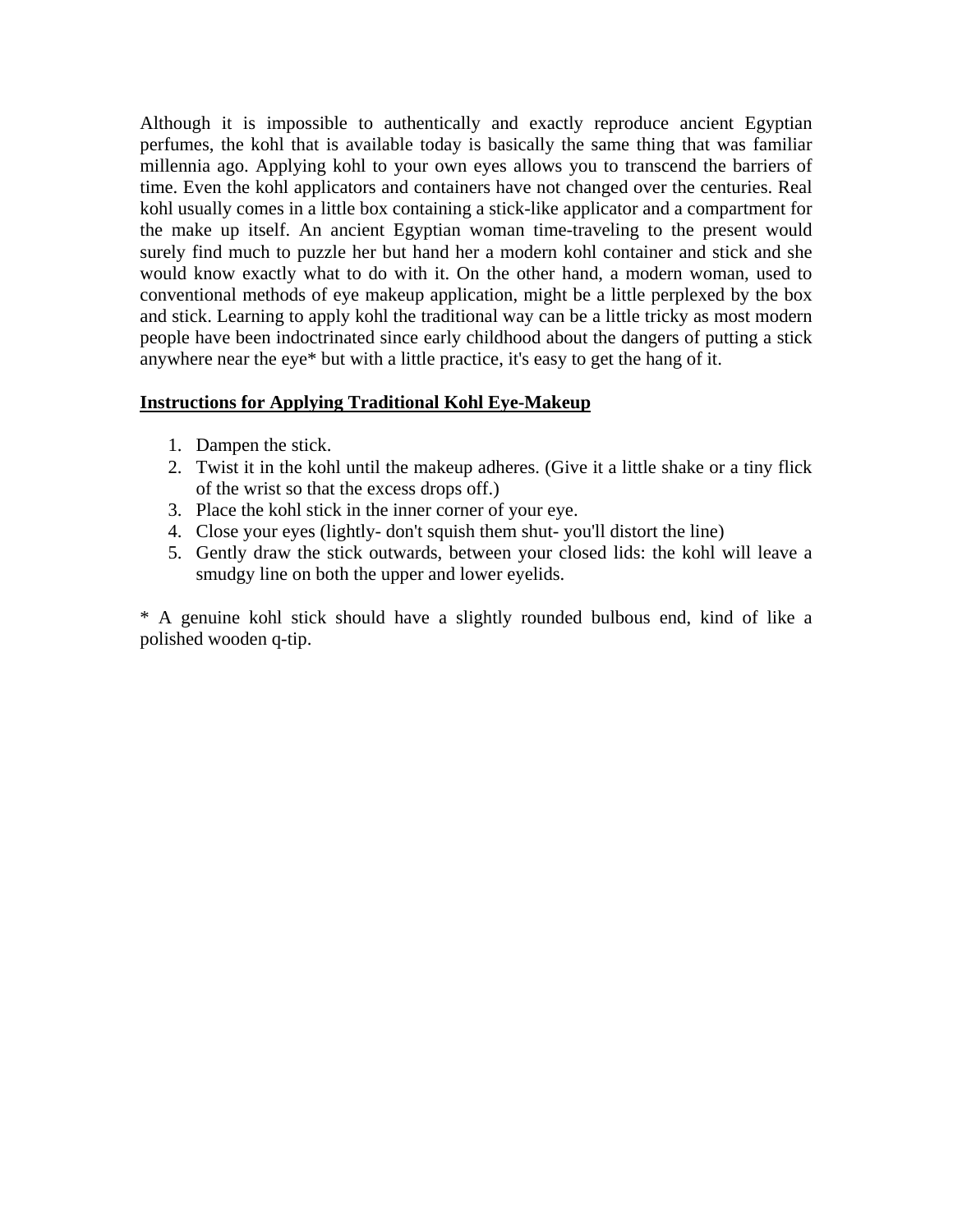Although it is impossible to authentically and exactly reproduce ancient Egyptian perfumes, the kohl that is available today is basically the same thing that was familiar millennia ago. Applying kohl to your own eyes allows you to transcend the barriers of time. Even the kohl applicators and containers have not changed over the centuries. Real kohl usually comes in a little box containing a stick-like applicator and a compartment for the make up itself. An ancient Egyptian woman time-traveling to the present would surely find much to puzzle her but hand her a modern kohl container and stick and she would know exactly what to do with it. On the other hand, a modern woman, used to conventional methods of eye makeup application, might be a little perplexed by the box and stick. Learning to apply kohl the traditional way can be a little tricky as most modern people have been indoctrinated since early childhood about the dangers of putting a stick anywhere near the eye* but with a little practice, it's easy to get the hang of it.

**<u>Instructions for Applying Traditional Kohl Eye-Makeup</u>**

1. Dampen the stick.
2. Twist it in the kohl until the makeup adheres. (Give it a little shake or a tiny flick of the wrist so that the excess drops off.)
3. Place the kohl stick in the inner corner of your eye.
4. Close your eyes (lightly- don't squish them shut- you'll distort the line)
5. Gently draw the stick outwards, between your closed lids: the kohl will leave a smudgy line on both the upper and lower eyelids.

* A genuine kohl stick should have a slightly rounded bulbous end, kind of like a polished wooden q-tip.